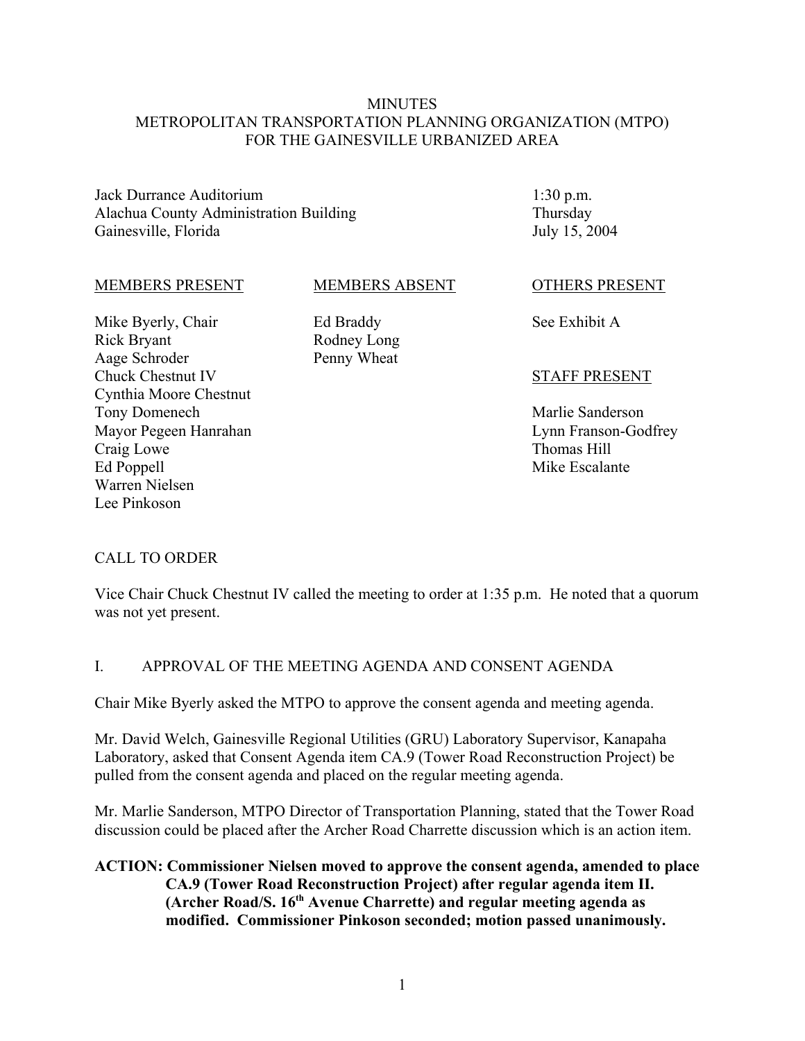# MINUTES
# METROPOLITAN TRANSPORTATION PLANNING ORGANIZATION (MTPO)
# FOR THE GAINESVILLE URBANIZED AREA

Jack Durrance Auditorium
Alachua County Administration Building
Gainesville, Florida

1:30 p.m.
Thursday
July 15, 2004

| MEMBERS PRESENT | MEMBERS ABSENT | OTHERS PRESENT |
|---|---|---|
| Mike Byerly, Chair | Ed Braddy | See Exhibit A |
| Rick Bryant | Rodney Long | |
| Aage Schroder | Penny Wheat | |
| Chuck Chestnut IV | | **STAFF PRESENT** |
| Cynthia Moore Chestnut | | |
| Tony Domenech | | Marlie Sanderson |
| Mayor Pegeen Hanrahan | | Lynn Franson-Godfrey |
| Craig Lowe | | Thomas Hill |
| Ed Poppell | | Mike Escalante |
| Warren Nielsen | | |
| Lee Pinkoson | | |

## CALL TO ORDER

Vice Chair Chuck Chestnut IV called the meeting to order at 1:35 p.m. He noted that a quorum was not yet present.

## I. APPROVAL OF THE MEETING AGENDA AND CONSENT AGENDA

Chair Mike Byerly asked the MTPO to approve the consent agenda and meeting agenda.

Mr. David Welch, Gainesville Regional Utilities (GRU) Laboratory Supervisor, Kanapaha Laboratory, asked that Consent Agenda item CA.9 (Tower Road Reconstruction Project) be pulled from the consent agenda and placed on the regular meeting agenda.

Mr. Marlie Sanderson, MTPO Director of Transportation Planning, stated that the Tower Road discussion could be placed after the Archer Road Charrette discussion which is an action item.

**ACTION: Commissioner Nielsen moved to approve the consent agenda, amended to place CA.9 (Tower Road Reconstruction Project) after regular agenda item II. (Archer Road/S. 16th Avenue Charrette) and regular meeting agenda as modified. Commissioner Pinkoson seconded; motion passed unanimously.**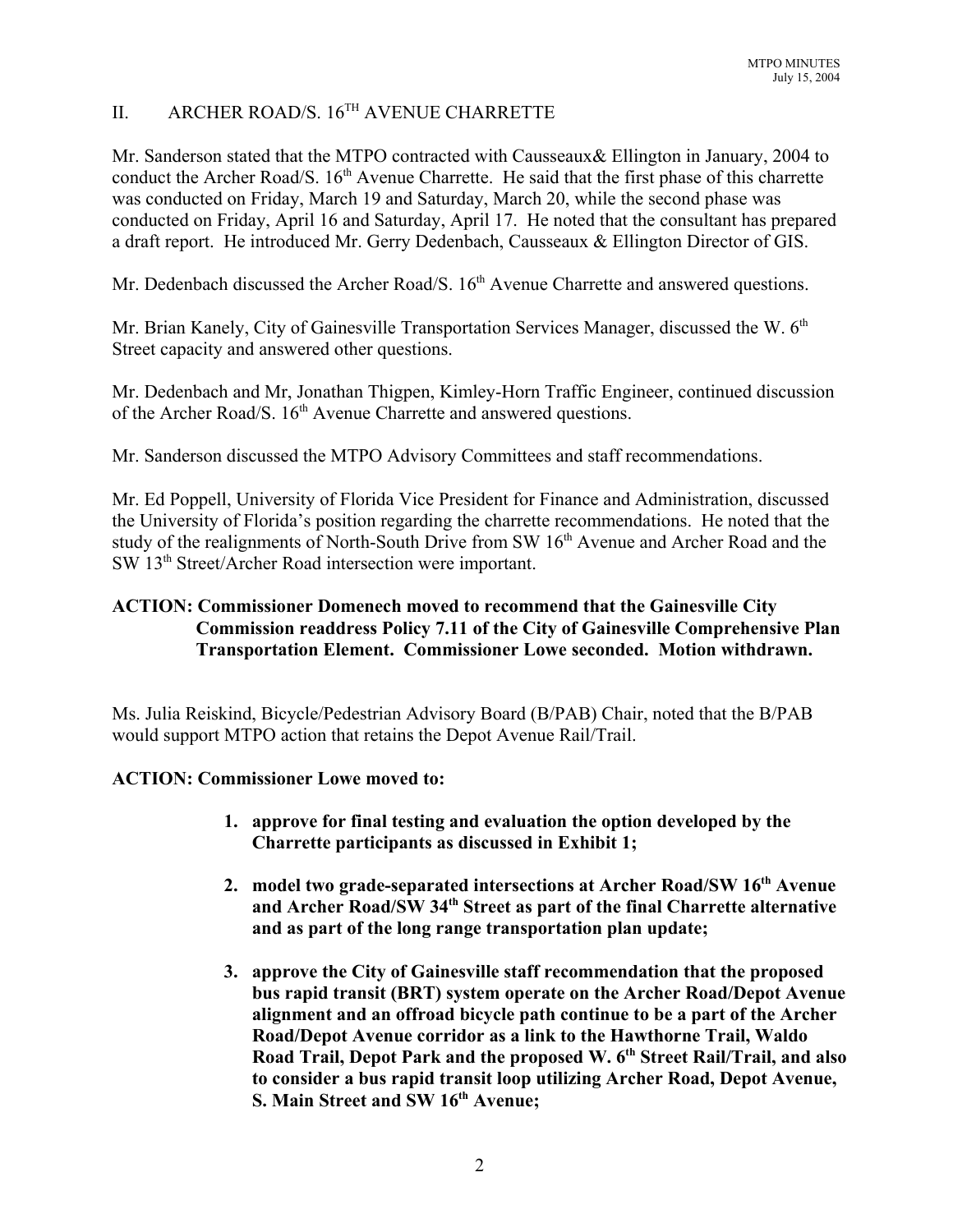## II. ARCHER ROAD/S. 16TH AVENUE CHARRETTE

Mr. Sanderson stated that the MTPO contracted with Causseaux& Ellington in January, 2004 to conduct the Archer Road/S. 16th Avenue Charrette. He said that the first phase of this charrette was conducted on Friday, March 19 and Saturday, March 20, while the second phase was conducted on Friday, April 16 and Saturday, April 17. He noted that the consultant has prepared a draft report. He introduced Mr. Gerry Dedenbach, Causseaux & Ellington Director of GIS.

Mr. Dedenbach discussed the Archer Road/S. 16th Avenue Charrette and answered questions.

Mr. Brian Kanely, City of Gainesville Transportation Services Manager, discussed the W. 6th Street capacity and answered other questions.

Mr. Dedenbach and Mr, Jonathan Thigpen, Kimley-Horn Traffic Engineer, continued discussion of the Archer Road/S. 16th Avenue Charrette and answered questions.

Mr. Sanderson discussed the MTPO Advisory Committees and staff recommendations.

Mr. Ed Poppell, University of Florida Vice President for Finance and Administration, discussed the University of Florida's position regarding the charrette recommendations. He noted that the study of the realignments of North-South Drive from SW 16th Avenue and Archer Road and the SW 13th Street/Archer Road intersection were important.

**ACTION: Commissioner Domenech moved to recommend that the Gainesville City Commission readdress Policy 7.11 of the City of Gainesville Comprehensive Plan Transportation Element. Commissioner Lowe seconded. Motion withdrawn.**

Ms. Julia Reiskind, Bicycle/Pedestrian Advisory Board (B/PAB) Chair, noted that the B/PAB would support MTPO action that retains the Depot Avenue Rail/Trail.

**ACTION: Commissioner Lowe moved to:**

1. **approve for final testing and evaluation the option developed by the Charrette participants as discussed in Exhibit 1;**
2. **model two grade-separated intersections at Archer Road/SW 16th Avenue and Archer Road/SW 34th Street as part of the final Charrette alternative and as part of the long range transportation plan update;**
3. **approve the City of Gainesville staff recommendation that the proposed bus rapid transit (BRT) system operate on the Archer Road/Depot Avenue alignment and an offroad bicycle path continue to be a part of the Archer Road/Depot Avenue corridor as a link to the Hawthorne Trail, Waldo Road Trail, Depot Park and the proposed W. 6th Street Rail/Trail, and also to consider a bus rapid transit loop utilizing Archer Road, Depot Avenue, S. Main Street and SW 16th Avenue;**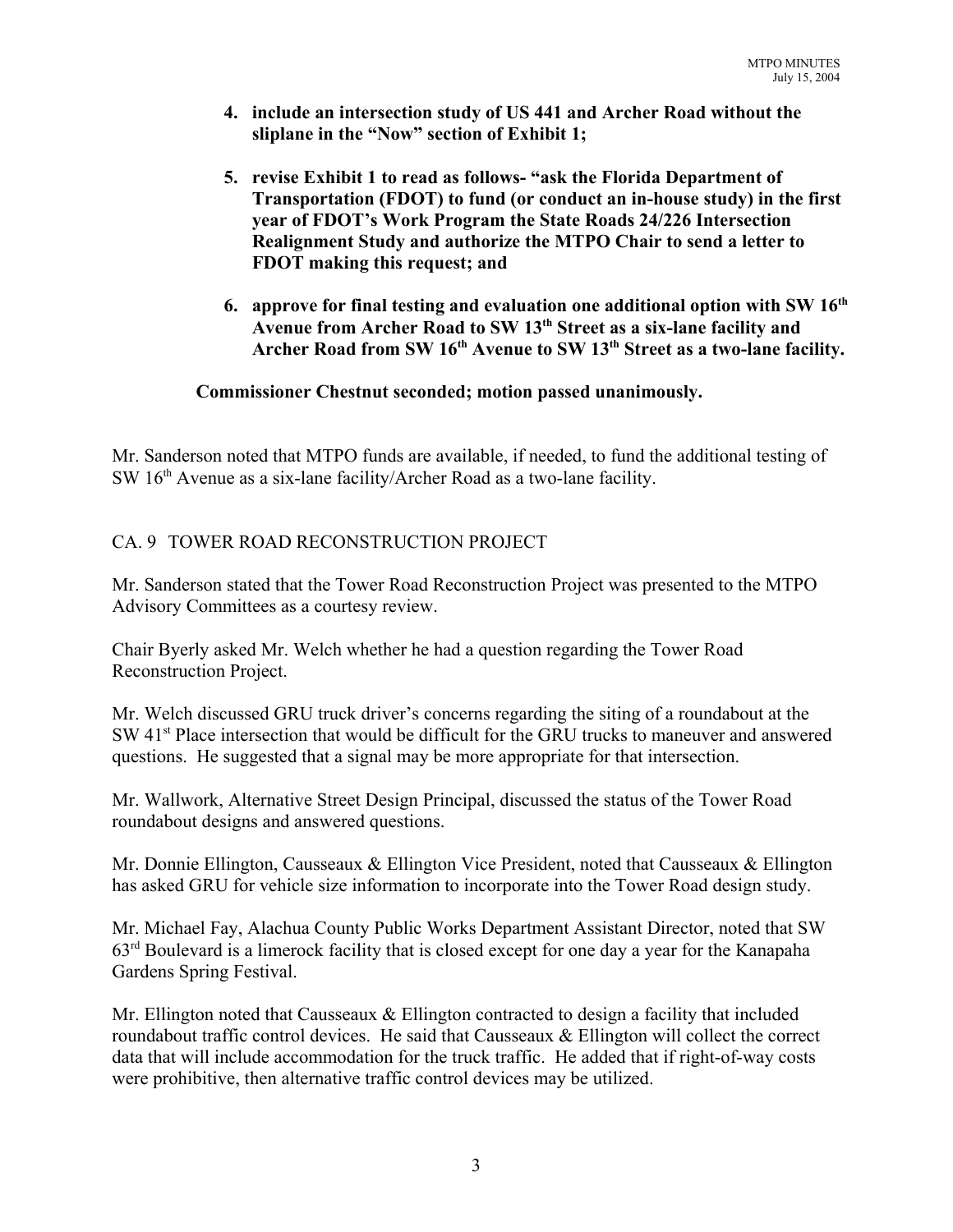4. **include an intersection study of US 441 and Archer Road without the sliplane in the "Now" section of Exhibit 1;**

5. **revise Exhibit 1 to read as follows- "ask the Florida Department of Transportation (FDOT) to fund (or conduct an in-house study) in the first year of FDOT's Work Program the State Roads 24/226 Intersection Realignment Study and authorize the MTPO Chair to send a letter to FDOT making this request; and**

6. **approve for final testing and evaluation one additional option with SW 16th Avenue from Archer Road to SW 13th Street as a six-lane facility and Archer Road from SW 16th Avenue to SW 13th Street as a two-lane facility.**

**Commissioner Chestnut seconded; motion passed unanimously.**

Mr. Sanderson noted that MTPO funds are available, if needed, to fund the additional testing of SW 16th Avenue as a six-lane facility/Archer Road as a two-lane facility.

CA. 9 TOWER ROAD RECONSTRUCTION PROJECT

Mr. Sanderson stated that the Tower Road Reconstruction Project was presented to the MTPO Advisory Committees as a courtesy review.

Chair Byerly asked Mr. Welch whether he had a question regarding the Tower Road Reconstruction Project.

Mr. Welch discussed GRU truck driver's concerns regarding the siting of a roundabout at the SW 41st Place intersection that would be difficult for the GRU trucks to maneuver and answered questions. He suggested that a signal may be more appropriate for that intersection.

Mr. Wallwork, Alternative Street Design Principal, discussed the status of the Tower Road roundabout designs and answered questions.

Mr. Donnie Ellington, Causseaux & Ellington Vice President, noted that Causseaux & Ellington has asked GRU for vehicle size information to incorporate into the Tower Road design study.

Mr. Michael Fay, Alachua County Public Works Department Assistant Director, noted that SW 63rd Boulevard is a limerock facility that is closed except for one day a year for the Kanapaha Gardens Spring Festival.

Mr. Ellington noted that Causseaux & Ellington contracted to design a facility that included roundabout traffic control devices. He said that Causseaux & Ellington will collect the correct data that will include accommodation for the truck traffic. He added that if right-of-way costs were prohibitive, then alternative traffic control devices may be utilized.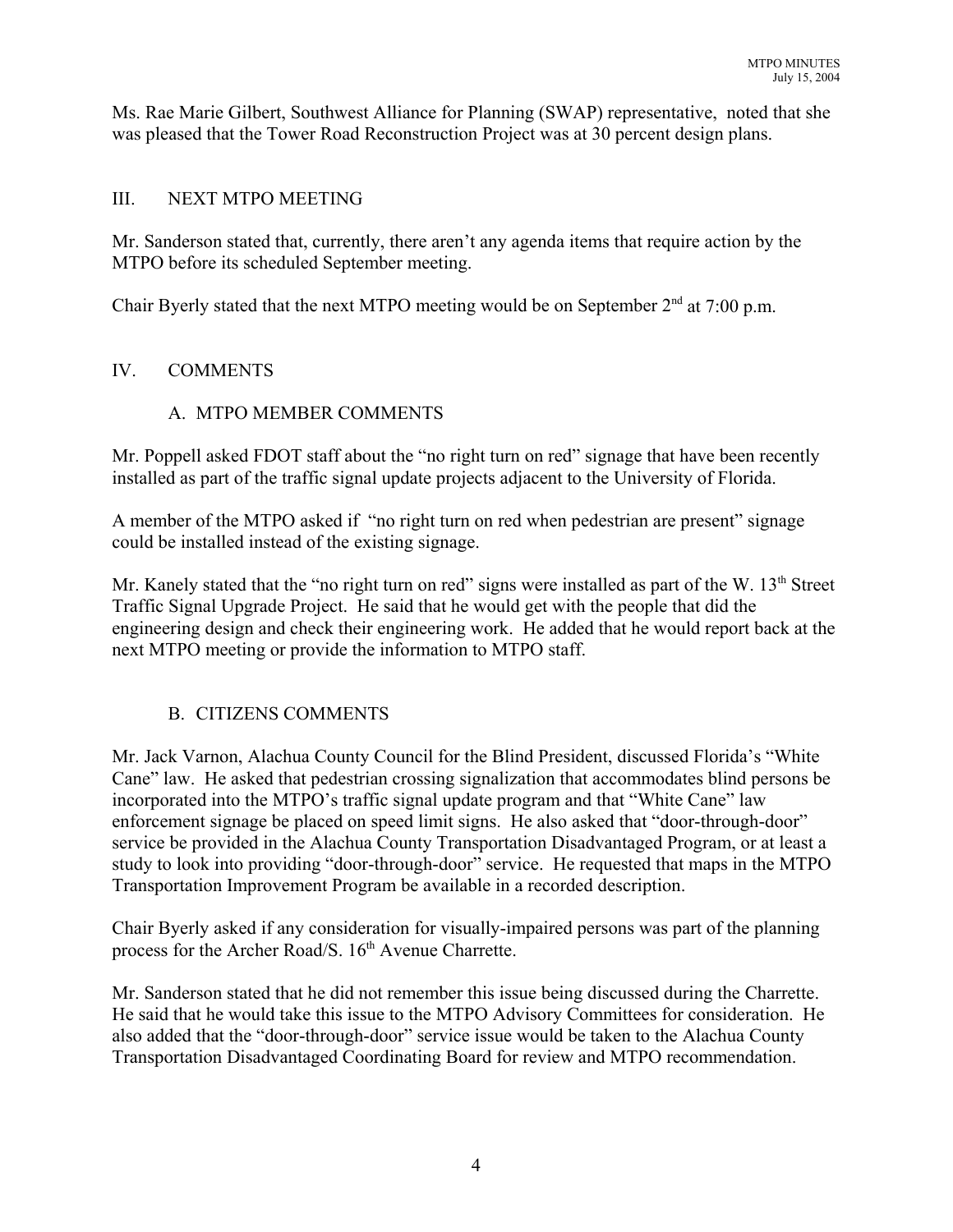Ms. Rae Marie Gilbert, Southwest Alliance for Planning (SWAP) representative, noted that she was pleased that the Tower Road Reconstruction Project was at 30 percent design plans.

## III. NEXT MTPO MEETING

Mr. Sanderson stated that, currently, there aren't any agenda items that require action by the MTPO before its scheduled September meeting.

Chair Byerly stated that the next MTPO meeting would be on September 2nd at 7:00 p.m.

## IV. COMMENTS

### A. MTPO MEMBER COMMENTS

Mr. Poppell asked FDOT staff about the "no right turn on red" signage that have been recently installed as part of the traffic signal update projects adjacent to the University of Florida.

A member of the MTPO asked if "no right turn on red when pedestrian are present" signage could be installed instead of the existing signage.

Mr. Kanely stated that the "no right turn on red" signs were installed as part of the W. 13th Street Traffic Signal Upgrade Project. He said that he would get with the people that did the engineering design and check their engineering work. He added that he would report back at the next MTPO meeting or provide the information to MTPO staff.

### B. CITIZENS COMMENTS

Mr. Jack Varnon, Alachua County Council for the Blind President, discussed Florida's "White Cane" law. He asked that pedestrian crossing signalization that accommodates blind persons be incorporated into the MTPO's traffic signal update program and that "White Cane" law enforcement signage be placed on speed limit signs. He also asked that "door-through-door" service be provided in the Alachua County Transportation Disadvantaged Program, or at least a study to look into providing "door-through-door" service. He requested that maps in the MTPO Transportation Improvement Program be available in a recorded description.

Chair Byerly asked if any consideration for visually-impaired persons was part of the planning process for the Archer Road/S. 16th Avenue Charrette.

Mr. Sanderson stated that he did not remember this issue being discussed during the Charrette. He said that he would take this issue to the MTPO Advisory Committees for consideration. He also added that the "door-through-door" service issue would be taken to the Alachua County Transportation Disadvantaged Coordinating Board for review and MTPO recommendation.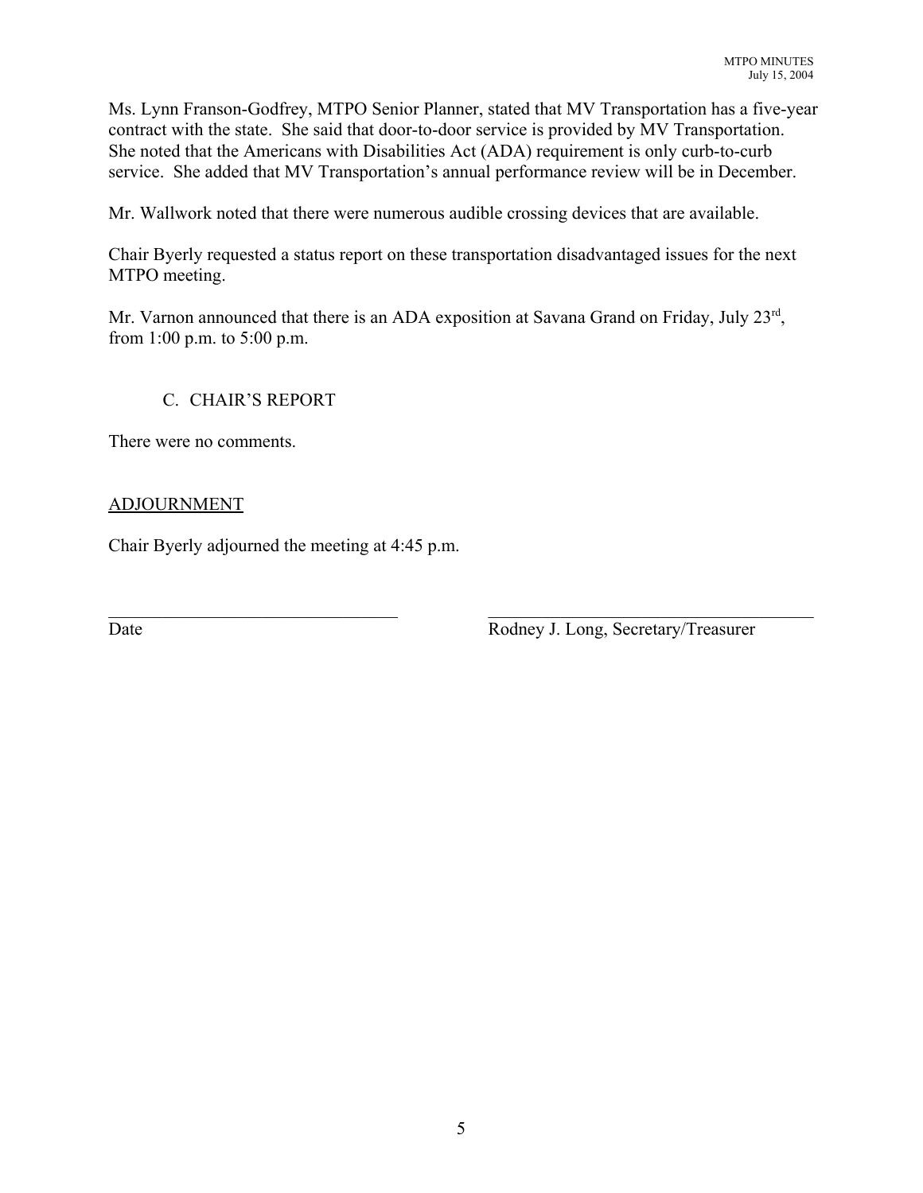Ms. Lynn Franson-Godfrey, MTPO Senior Planner, stated that MV Transportation has a five-year contract with the state. She said that door-to-door service is provided by MV Transportation. She noted that the Americans with Disabilities Act (ADA) requirement is only curb-to-curb service. She added that MV Transportation's annual performance review will be in December.

Mr. Wallwork noted that there were numerous audible crossing devices that are available.

Chair Byerly requested a status report on these transportation disadvantaged issues for the next MTPO meeting.

Mr. Varnon announced that there is an ADA exposition at Savana Grand on Friday, July 23rd, from 1:00 p.m. to 5:00 p.m.

### C. CHAIR'S REPORT

There were no comments.

## ADJOURNMENT

Chair Byerly adjourned the meeting at 4:45 p.m.

\_\_\_\_\_\_\_\_\_\_\_\_\_\_\_\_\_\_\_\_\_\_\_\_\_\_\_\_\_\_\_\_\_ &nbsp;&nbsp;&nbsp;&nbsp;&nbsp;&nbsp; \_\_\_\_\_\_\_\_\_\_\_\_\_\_\_\_\_\_\_\_\_\_\_\_\_\_\_\_\_\_\_\_\_\_\_\_\_

Date &nbsp;&nbsp;&nbsp;&nbsp;&nbsp;&nbsp;&nbsp;&nbsp;&nbsp;&nbsp;&nbsp;&nbsp;&nbsp;&nbsp;&nbsp;&nbsp;&nbsp;&nbsp;&nbsp;&nbsp;&nbsp;&nbsp;&nbsp;&nbsp;&nbsp;&nbsp;&nbsp;&nbsp;&nbsp;&nbsp;&nbsp;&nbsp;&nbsp;&nbsp;&nbsp;&nbsp;&nbsp;&nbsp;&nbsp;&nbsp; Rodney J. Long, Secretary/Treasurer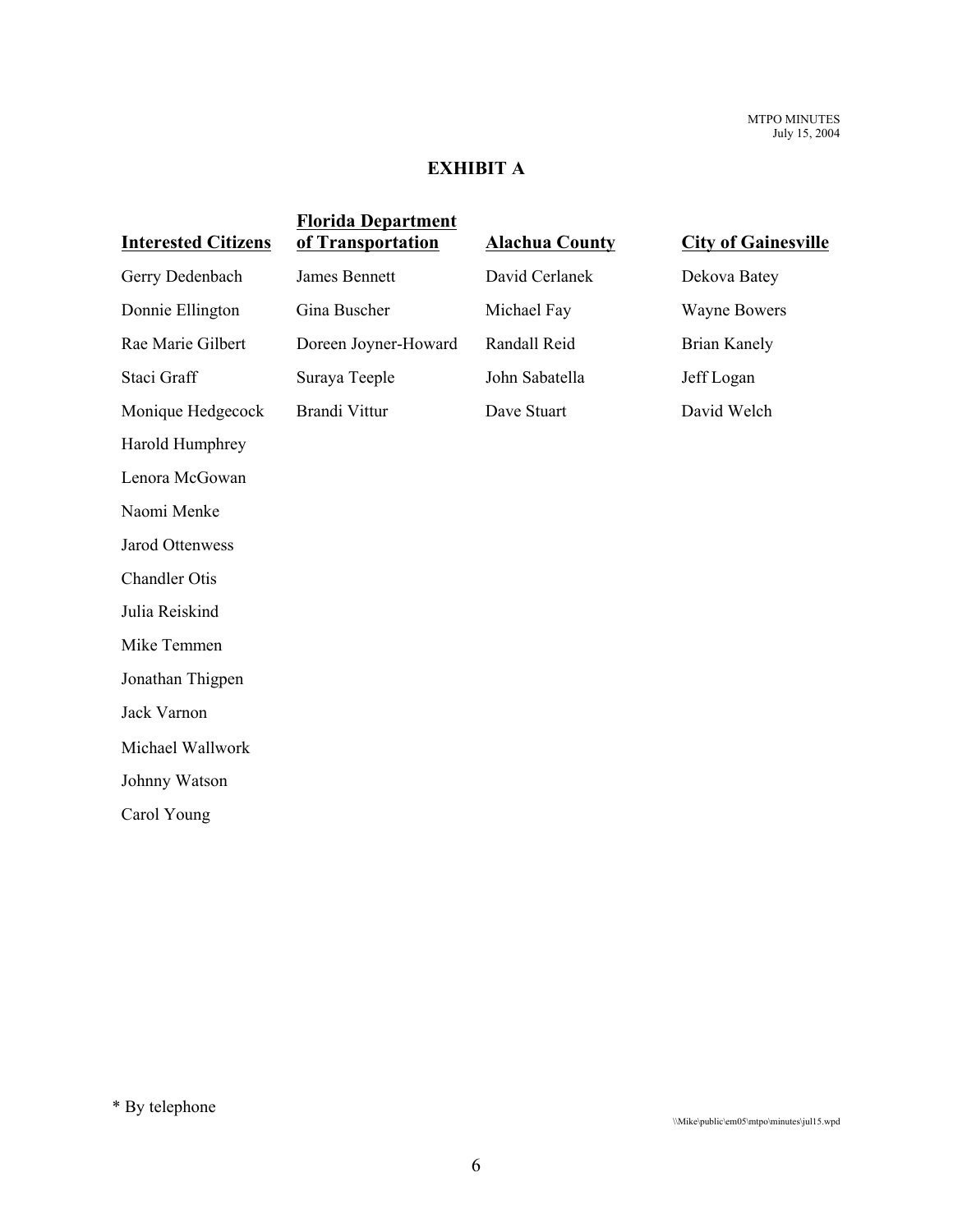# EXHIBIT A

| Interested Citizens | Florida Department of Transportation | Alachua County | City of Gainesville |
|---|---|---|---|
| Gerry Dedenbach | James Bennett | David Cerlanek | Dekova Batey |
| Donnie Ellington | Gina Buscher | Michael Fay | Wayne Bowers |
| Rae Marie Gilbert | Doreen Joyner-Howard | Randall Reid | Brian Kanely |
| Staci Graff | Suraya Teeple | John Sabatella | Jeff Logan |
| Monique Hedgecock | Brandi Vittur | Dave Stuart | David Welch |
| Harold Humphrey | | | |
| Lenora McGowan | | | |
| Naomi Menke | | | |
| Jarod Ottenwess | | | |
| Chandler Otis | | | |
| Julia Reiskind | | | |
| Mike Temmen | | | |
| Jonathan Thigpen | | | |
| Jack Varnon | | | |
| Michael Wallwork | | | |
| Johnny Watson | | | |
| Carol Young | | | |

* By telephone

\\Mike\public\em05\mtpo\minutes\jul15.wpd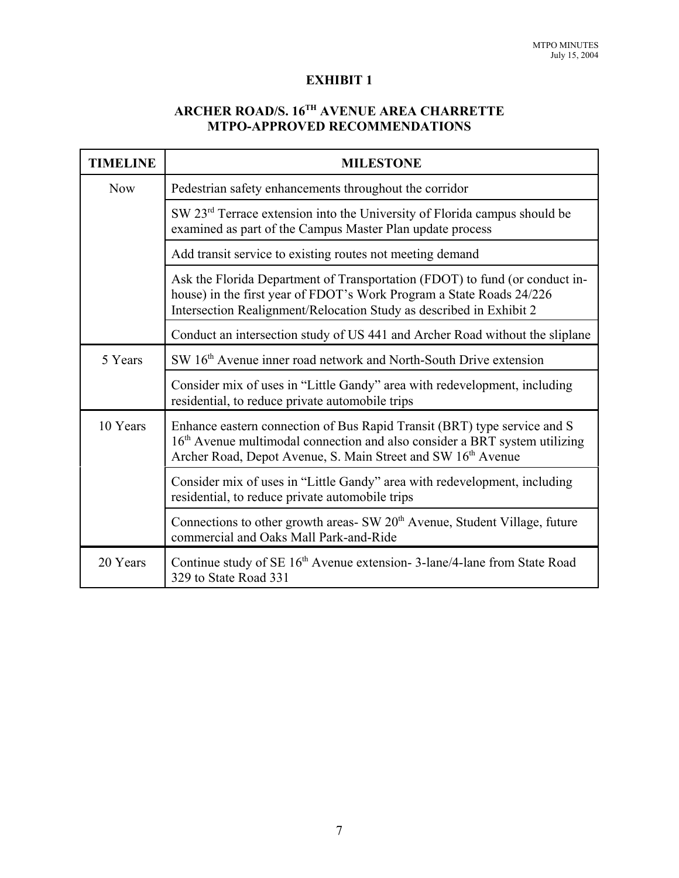# EXHIBIT 1

## ARCHER ROAD/S. 16TH AVENUE AREA CHARRETTE MTPO-APPROVED RECOMMENDATIONS

| TIMELINE | MILESTONE |
|---|---|
| Now | Pedestrian safety enhancements throughout the corridor |
| | SW 23rd Terrace extension into the University of Florida campus should be examined as part of the Campus Master Plan update process |
| | Add transit service to existing routes not meeting demand |
| | Ask the Florida Department of Transportation (FDOT) to fund (or conduct in-house) in the first year of FDOT's Work Program a State Roads 24/226 Intersection Realignment/Relocation Study as described in Exhibit 2 |
| | Conduct an intersection study of US 441 and Archer Road without the sliplane |
| 5 Years | SW 16th Avenue inner road network and North-South Drive extension |
| | Consider mix of uses in "Little Gandy" area with redevelopment, including residential, to reduce private automobile trips |
| 10 Years | Enhance eastern connection of Bus Rapid Transit (BRT) type service and S 16th Avenue multimodal connection and also consider a BRT system utilizing Archer Road, Depot Avenue, S. Main Street and SW 16th Avenue |
| | Consider mix of uses in "Little Gandy" area with redevelopment, including residential, to reduce private automobile trips |
| | Connections to other growth areas- SW 20th Avenue, Student Village, future commercial and Oaks Mall Park-and-Ride |
| 20 Years | Continue study of SE 16th Avenue extension- 3-lane/4-lane from State Road 329 to State Road 331 |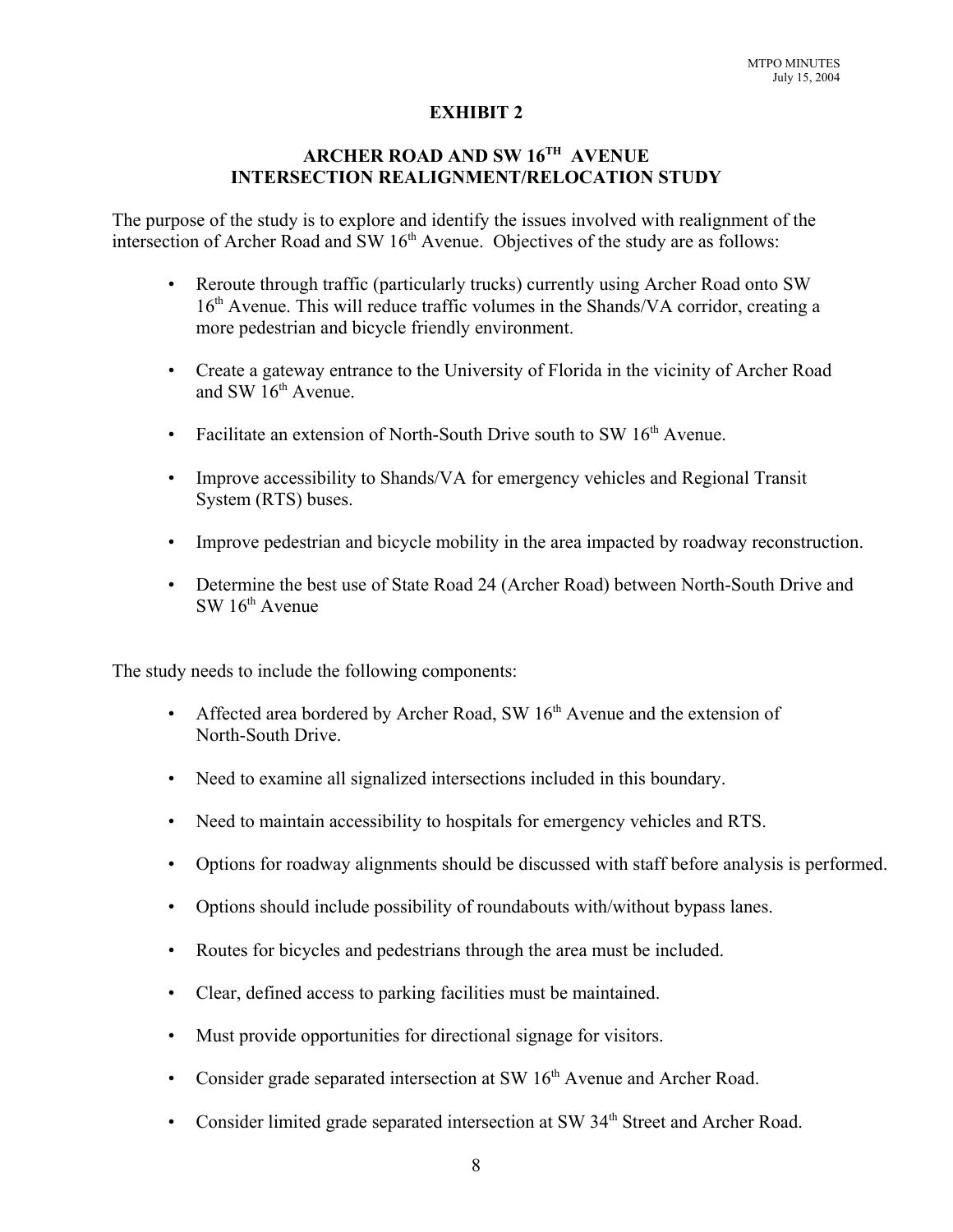# EXHIBIT 2

## ARCHER ROAD AND SW 16TH AVENUE INTERSECTION REALIGNMENT/RELOCATION STUDY

The purpose of the study is to explore and identify the issues involved with realignment of the intersection of Archer Road and SW 16th Avenue. Objectives of the study are as follows:

- Reroute through traffic (particularly trucks) currently using Archer Road onto SW 16th Avenue. This will reduce traffic volumes in the Shands/VA corridor, creating a more pedestrian and bicycle friendly environment.
- Create a gateway entrance to the University of Florida in the vicinity of Archer Road and SW 16th Avenue.
- Facilitate an extension of North-South Drive south to SW 16th Avenue.
- Improve accessibility to Shands/VA for emergency vehicles and Regional Transit System (RTS) buses.
- Improve pedestrian and bicycle mobility in the area impacted by roadway reconstruction.
- Determine the best use of State Road 24 (Archer Road) between North-South Drive and SW 16th Avenue

The study needs to include the following components:

- Affected area bordered by Archer Road, SW 16th Avenue and the extension of North-South Drive.
- Need to examine all signalized intersections included in this boundary.
- Need to maintain accessibility to hospitals for emergency vehicles and RTS.
- Options for roadway alignments should be discussed with staff before analysis is performed.
- Options should include possibility of roundabouts with/without bypass lanes.
- Routes for bicycles and pedestrians through the area must be included.
- Clear, defined access to parking facilities must be maintained.
- Must provide opportunities for directional signage for visitors.
- Consider grade separated intersection at SW 16th Avenue and Archer Road.
- Consider limited grade separated intersection at SW 34th Street and Archer Road.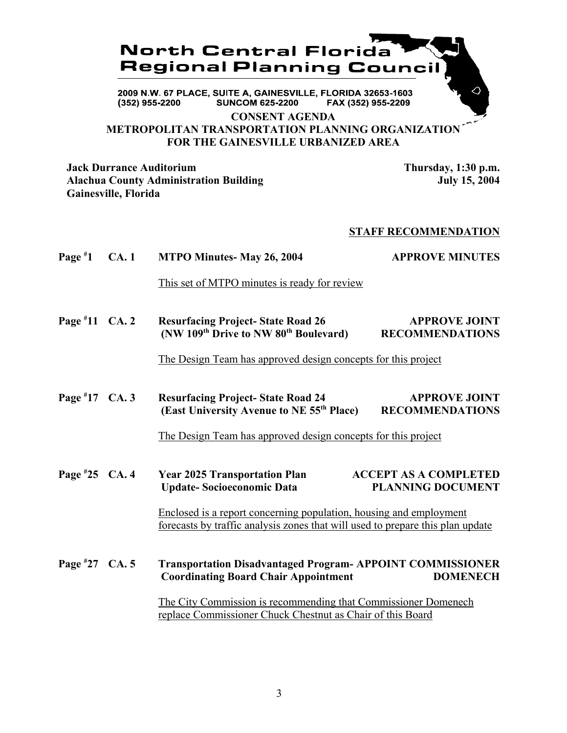# North Central Florida Regional Planning Council

2009 N.W. 67 PLACE, SUITE A, GAINESVILLE, FLORIDA 32653-1603
(352) 955-2200 SUNCOM 625-2200 FAX (352) 955-2209

## CONSENT AGENDA
## METROPOLITAN TRANSPORTATION PLANNING ORGANIZATION FOR THE GAINESVILLE URBANIZED AREA

**Jack Durrance Auditorium**
**Alachua County Administration Building**
**Gainesville, Florida**

**Thursday, 1:30 p.m.**
**July 15, 2004**

**STAFF RECOMMENDATION**

**Page #1 CA. 1 MTPO Minutes- May 26, 2004** — **APPROVE MINUTES**

This set of MTPO minutes is ready for review

**Page #11 CA. 2 Resurfacing Project- State Road 26 (NW 109th Drive to NW 80th Boulevard)** — **APPROVE JOINT RECOMMENDATIONS**

The Design Team has approved design concepts for this project

**Page #17 CA. 3 Resurfacing Project- State Road 24 (East University Avenue to NE 55th Place)** — **APPROVE JOINT RECOMMENDATIONS**

The Design Team has approved design concepts for this project

**Page #25 CA. 4 Year 2025 Transportation Plan Update- Socioeconomic Data** — **ACCEPT AS A COMPLETED PLANNING DOCUMENT**

Enclosed is a report concerning population, housing and employment forecasts by traffic analysis zones that will used to prepare this plan update

**Page #27 CA. 5 Transportation Disadvantaged Program- Coordinating Board Chair Appointment** — **APPOINT COMMISSIONER DOMENECH**

The City Commission is recommending that Commissioner Domenech replace Commissioner Chuck Chestnut as Chair of this Board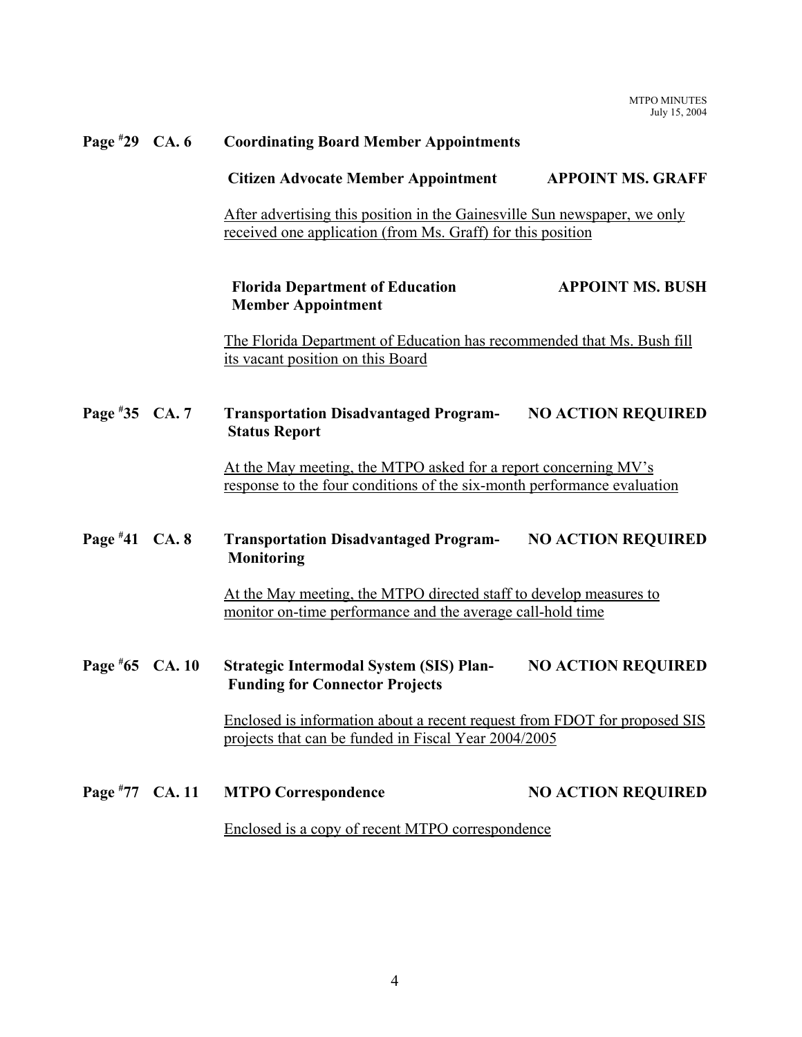**Page #29 CA. 6 Coordinating Board Member Appointments**

**Citizen Advocate Member Appointment APPOINT MS. GRAFF**

After advertising this position in the Gainesville Sun newspaper, we only received one application (from Ms. Graff) for this position

**Florida Department of Education Member Appointment APPOINT MS. BUSH**

The Florida Department of Education has recommended that Ms. Bush fill its vacant position on this Board

**Page #35 CA. 7 Transportation Disadvantaged Program- Status Report NO ACTION REQUIRED**

At the May meeting, the MTPO asked for a report concerning MV's response to the four conditions of the six-month performance evaluation

**Page #41 CA. 8 Transportation Disadvantaged Program- Monitoring NO ACTION REQUIRED**

At the May meeting, the MTPO directed staff to develop measures to monitor on-time performance and the average call-hold time

**Page #65 CA. 10 Strategic Intermodal System (SIS) Plan- Funding for Connector Projects NO ACTION REQUIRED**

Enclosed is information about a recent request from FDOT for proposed SIS projects that can be funded in Fiscal Year 2004/2005

**Page #77 CA. 11 MTPO Correspondence NO ACTION REQUIRED**

Enclosed is a copy of recent MTPO correspondence